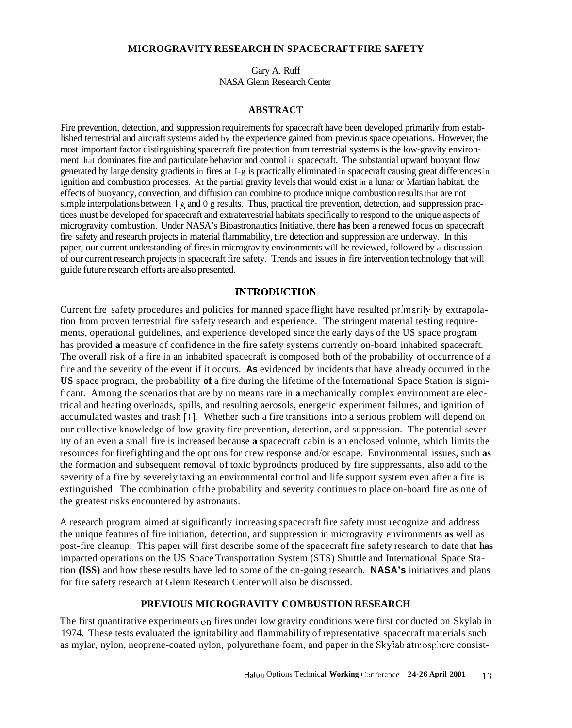# MICROGRAVITY RESEARCH IN SPACECRAFT FIRE SAFETY

Gary A. Ruff
NASA Glenn Research Center

## ABSTRACT

Fire prevention, detection, and suppression requirements for spacecraft have been developed primarily from established terrestrial and aircraft systems aided by the experience gained from previous space operations. However, the most important factor distinguishing spacecraft fire protection from terrestrial systems is the low-gravity environment that dominates fire and particulate behavior and control in spacecraft. The substantial upward buoyant flow generated by large density gradients in fires at I-g is practically eliminated in spacecraft causing great differences in ignition and combustion processes. At the partial gravity levels that would exist in a lunar or Martian habitat, the effects of buoyancy, convection, and diffusion can combine to produce unique combustion results that are not simple interpolations between 1 g and 0 g results. Thus, practical tire prevention, detection, and suppression practices must be developed for spacecraft and extraterrestrial habitats specifically to respond to the unique aspects of microgravity combustion. Under NASA's Bioastronautics Initiative, there **has** been a renewed focus on spacecraft fire safety and research projects in material flammability, tire detection and suppression are underway. In this paper, our current understanding of fires in microgravity environments will be reviewed, followed by a discussion of our current research projects in spacecraft fire safety. Trends and issues in fire intervention technology that will guide future research efforts are also presented.

## INTRODUCTION

Current fire safety procedures and policies for manned space flight have resulted primarily by extrapolation from proven terrestrial fire safety research and experience. The stringent material testing requirements, operational guidelines, and experience developed since the early days of the US space program has provided **a** measure of confidence in the fire safety systems currently on-board inhabited spacecraft. The overall risk of a fire in an inhabited spacecraft is composed both of the probability of occurrence of a fire and the severity of the event if it occurs. **As** evidenced by incidents that have already occurred in the **US** space program, the probability **of** a fire during the lifetime of the International Space Station is significant. Among the scenarios that are by no means rare in **a** mechanically complex environment are electrical and heating overloads, spills, and resulting aerosols, energetic experiment failures, and ignition of accumulated wastes and trash [1]. Whether such a fire transitions into a serious problem will depend on our collective knowledge of low-gravity fire prevention, detection, and suppression. The potential severity of an even **a** small fire is increased because **a** spacecraft cabin is an enclosed volume, which limits the resources for firefighting and the options for crew response and/or escape. Environmental issues, such **as** the formation and subsequent removal of toxic byprodncts produced by fire suppressants, also add to the severity of a fire by severely taxing an environmental control and life support system even after a fire is extinguished. The combination ofthe probability and severity continues to place on-board fire as one of the greatest risks encountered by astronauts.

A research program aimed at significantly increasing spacecraft fire safety must recognize and address the unique features of fire initiation, detection, and suppression in microgravity environments **as** well as post-fire cleanup. This paper will first describe some of the spacecraft fire safety research to date that **has** impacted operations on the US Space Transportation System (STS) Shuttle and International Space Station **(ISS)** and how these results have led to some of the on-going research. **NASA's** initiatives and plans for fire safety research at Glenn Research Center will also be discussed.

## PREVIOUS MICROGRAVITY COMBUSTION RESEARCH

The first quantitative experiments on fires under low gravity conditions were first conducted on Skylab in 1974. These tests evaluated the ignitability and flammability of representative spacecraft materials such as mylar, nylon, neoprene-coated nylon, polyurethane foam, and paper in the Skylab atmosphere consist-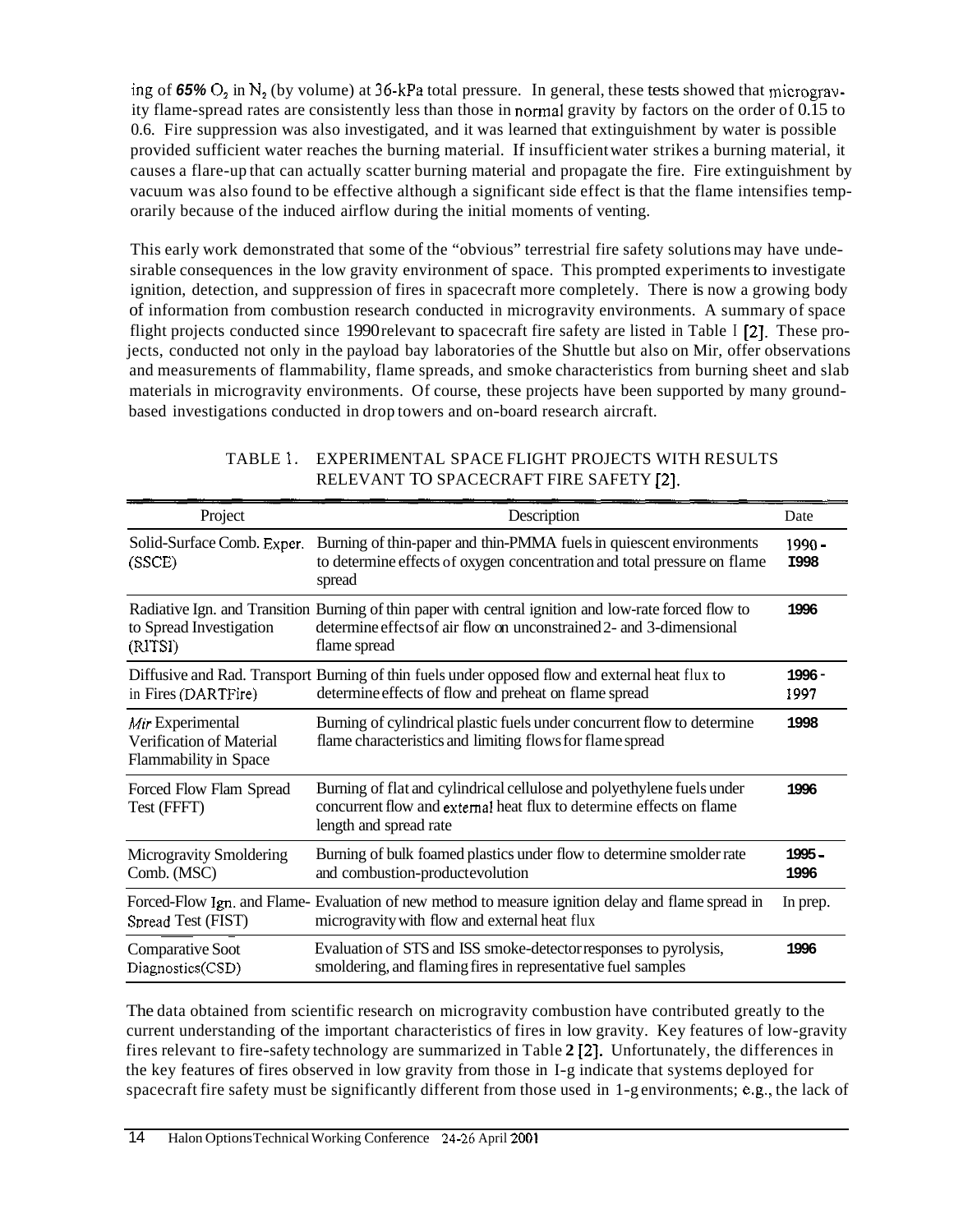ing of *65%* $O_2$ in $N_2$ (by volume) at 36-kPa total pressure. In general, these tests showed that microgravity flame-spread rates are consistently less than those in normal gravity by factors on the order of 0.15 to 0.6. Fire suppression was also investigated, and it was learned that extinguishment by water is possible provided sufficient water reaches the burning material. If insufficient water strikes a burning material, it causes a flare-up that can actually scatter burning material and propagate the fire. Fire extinguishment by vacuum was also found to be effective although a significant side effect is that the flame intensifies temporarily because of the induced airflow during the initial moments of venting.

This early work demonstrated that some of the "obvious" terrestrial fire safety solutions may have undesirable consequences in the low gravity environment of space. This prompted experiments to investigate ignition, detection, and suppression of fires in spacecraft more completely. There is now a growing body of information from combustion research conducted in microgravity environments. A summary of space flight projects conducted since 1990 relevant to spacecraft fire safety are listed in Table 1 [2]. These projects, conducted not only in the payload bay laboratories of the Shuttle but also on Mir, offer observations and measurements of flammability, flame spreads, and smoke characteristics from burning sheet and slab materials in microgravity environments. Of course, these projects have been supported by many ground-based investigations conducted in drop towers and on-board research aircraft.

TABLE 1. EXPERIMENTAL SPACE FLIGHT PROJECTS WITH RESULTS RELEVANT TO SPACECRAFT FIRE SAFETY [2].

| Project | Description | Date |
|---|---|---|
| Solid-Surface Comb. Exper. (SSCE) | Burning of thin-paper and thin-PMMA fuels in quiescent environments to determine effects of oxygen concentration and total pressure on flame spread | 1990 - 1998 |
| Radiative Ign. and Transition to Spread Investigation (RITSI) | Burning of thin paper with central ignition and low-rate forced flow to determine effects of air flow on unconstrained 2- and 3-dimensional flame spread | 1996 |
| Diffusive and Rad. Transport in Fires (DARTFire) | Burning of thin fuels under opposed flow and external heat flux to determine effects of flow and preheat on flame spread | 1996 - 1997 |
| *Mir* Experimental Verification of Material Flammability in Space | Burning of cylindrical plastic fuels under concurrent flow to determine flame characteristics and limiting flows for flame spread | 1998 |
| Forced Flow Flam Spread Test (FFFT) | Burning of flat and cylindrical cellulose and polyethylene fuels under concurrent flow and external heat flux to determine effects on flame length and spread rate | 1996 |
| Microgravity Smoldering Comb. (MSC) | Burning of bulk foamed plastics under flow to determine smolder rate and combustion-product evolution | 1995 - 1996 |
| Forced-Flow Ign. and Flame-Spread Test (FIST) | Evaluation of new method to measure ignition delay and flame spread in microgravity with flow and external heat flux | In prep. |
| Comparative Soot Diagnostics (CSD) | Evaluation of STS and ISS smoke-detector responses to pyrolysis, smoldering, and flaming fires in representative fuel samples | 1996 |

The data obtained from scientific research on microgravity combustion have contributed greatly to the current understanding of the important characteristics of fires in low gravity. Key features of low-gravity fires relevant to fire-safety technology are summarized in Table 2 [2]. Unfortunately, the differences in the key features of fires observed in low gravity from those in 1-g indicate that systems deployed for spacecraft fire safety must be significantly different from those used in 1-g environments; e.g., the lack of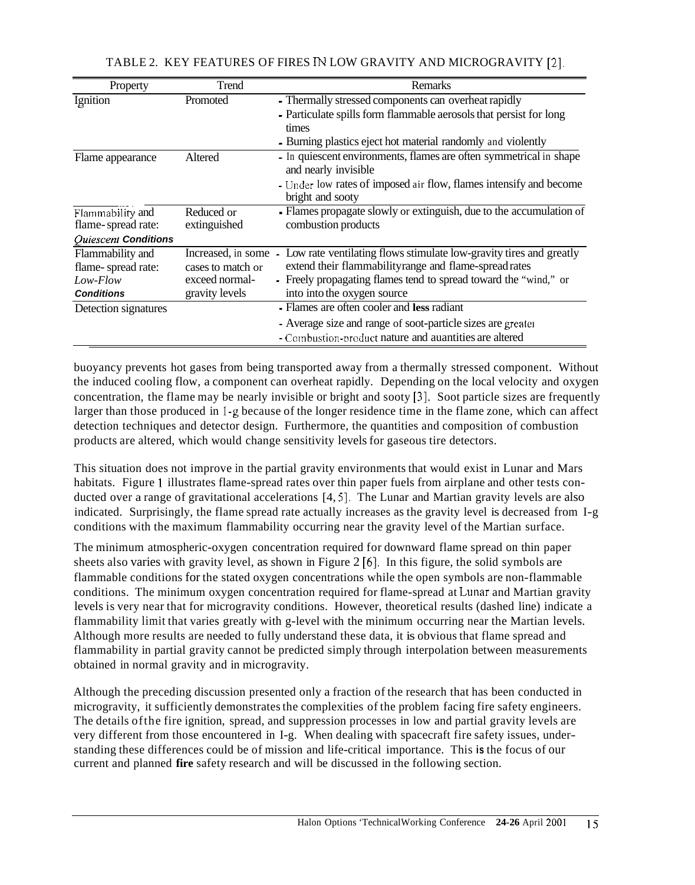TABLE 2. KEY FEATURES OF FIRES IN LOW GRAVITY AND MICROGRAVITY [2].

| Property | Trend | Remarks |
|---|---|---|
| Ignition | Promoted | - Thermally stressed components can overheat rapidly<br>- Particulate spills form flammable aerosols that persist for long times<br>- Burning plastics eject hot material randomly and violently |
| Flame appearance | Altered | - In quiescent environments, flames are often symmetrical in shape and nearly invisible<br>- Under low rates of imposed air flow, flames intensify and become bright and sooty |
| Flammability and flame-spread rate: ***Quiescent Conditions*** | Reduced or extinguished | - Flames propagate slowly or extinguish, due to the accumulation of combustion products |
| Flammability and flame-spread rate: *Low-Flow* ***Conditions*** | Increased, in some cases to match or exceed normal-gravity levels | - Low rate ventilating flows stimulate low-gravity tires and greatly extend their flammabilityrange and flame-spread rates<br>- Freely propagating flames tend to spread toward the "wind," or into into the oxygen source |
| Detection signatures | | - Flames are often cooler and **less** radiant<br>- Average size and range of soot-particle sizes are greater<br>- Combustion-product nature and auantities are altered |

buoyancy prevents hot gases from being transported away from a thermally stressed component. Without the induced cooling flow, a component can overheat rapidly. Depending on the local velocity and oxygen concentration, the flame may be nearly invisible or bright and sooty [3]. Soot particle sizes are frequently larger than those produced in 1-g because of the longer residence time in the flame zone, which can affect detection techniques and detector design. Furthermore, the quantities and composition of combustion products are altered, which would change sensitivity levels for gaseous tire detectors.

This situation does not improve in the partial gravity environments that would exist in Lunar and Mars habitats. Figure 1 illustrates flame-spread rates over thin paper fuels from airplane and other tests conducted over a range of gravitational accelerations [4, 5]. The Lunar and Martian gravity levels are also indicated. Surprisingly, the flame spread rate actually increases as the gravity level is decreased from I-g conditions with the maximum flammability occurring near the gravity level of the Martian surface.

The minimum atmospheric-oxygen concentration required for downward flame spread on thin paper sheets also varies with gravity level, as shown in Figure 2 [6]. In this figure, the solid symbols are flammable conditions for the stated oxygen concentrations while the open symbols are non-flammable conditions. The minimum oxygen concentration required for flame-spread at Lunar and Martian gravity levels is very near that for microgravity conditions. However, theoretical results (dashed line) indicate a flammability limit that varies greatly with g-level with the minimum occurring near the Martian levels. Although more results are needed to fully understand these data, it is obvious that flame spread and flammability in partial gravity cannot be predicted simply through interpolation between measurements obtained in normal gravity and in microgravity.

Although the preceding discussion presented only a fraction of the research that has been conducted in microgravity, it sufficiently demonstrates the complexities of the problem facing fire safety engineers. The details of the fire ignition, spread, and suppression processes in low and partial gravity levels are very different from those encountered in I-g. When dealing with spacecraft fire safety issues, understanding these differences could be of mission and life-critical importance. This is the focus of our current and planned **fire** safety research and will be discussed in the following section.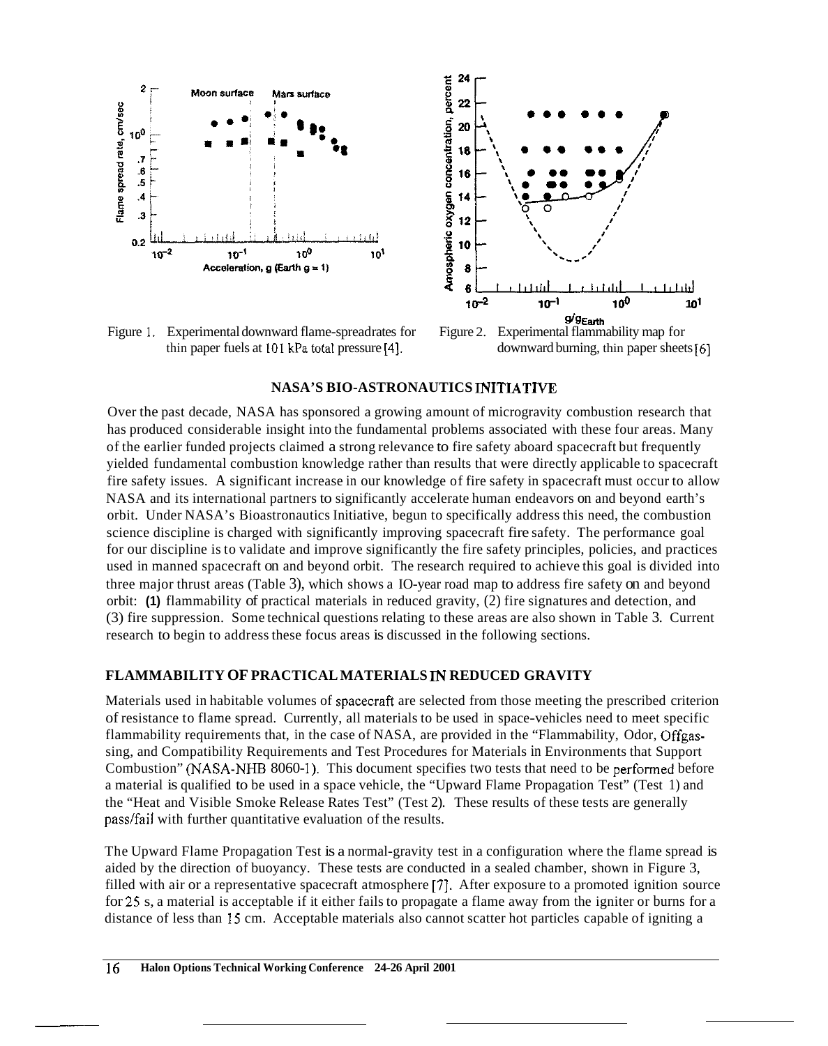Figure 1. Experimental downward flame-spreadrates for thin paper fuels at 101 kPa total pressure [4].

Figure 2. Experimental flammability map for downward burning, thin paper sheets [6]

## NASA'S BIO-ASTRONAUTICS INITIATIVE

Over the past decade, NASA has sponsored a growing amount of microgravity combustion research that has produced considerable insight into the fundamental problems associated with these four areas. Many of the earlier funded projects claimed a strong relevance to fire safety aboard spacecraft but frequently yielded fundamental combustion knowledge rather than results that were directly applicable to spacecraft fire safety issues. A significant increase in our knowledge of fire safety in spacecraft must occur to allow NASA and its international partners to significantly accelerate human endeavors on and beyond earth's orbit. Under NASA's Bioastronautics Initiative, begun to specifically address this need, the combustion science discipline is charged with significantly improving spacecraft fire safety. The performance goal for our discipline is to validate and improve significantly the fire safety principles, policies, and practices used in manned spacecraft on and beyond orbit. The research required to achieve this goal is divided into three major thrust areas (Table 3), which shows a 10-year road map to address fire safety on and beyond orbit: **(1)** flammability of practical materials in reduced gravity, (2) fire signatures and detection, and (3) fire suppression. Some technical questions relating to these areas are also shown in Table 3. Current research to begin to address these focus areas is discussed in the following sections.

## FLAMMABILITY OF PRACTICAL MATERIALS IN REDUCED GRAVITY

Materials used in habitable volumes of spacecraft are selected from those meeting the prescribed criterion of resistance to flame spread. Currently, all materials to be used in space-vehicles need to meet specific flammability requirements that, in the case of NASA, are provided in the "Flammability, Odor, Offgassing, and Compatibility Requirements and Test Procedures for Materials in Environments that Support Combustion" (NASA-NHB 8060-1). This document specifies two tests that need to be performed before a material is qualified to be used in a space vehicle, the "Upward Flame Propagation Test" (Test 1) and the "Heat and Visible Smoke Release Rates Test" (Test 2). These results of these tests are generally pass/fail with further quantitative evaluation of the results.

The Upward Flame Propagation Test is a normal-gravity test in a configuration where the flame spread is aided by the direction of buoyancy. These tests are conducted in a sealed chamber, shown in Figure 3, filled with air or a representative spacecraft atmosphere [7]. After exposure to a promoted ignition source for 25 s, a material is acceptable if it either fails to propagate a flame away from the igniter or burns for a distance of less than 15 cm. Acceptable materials also cannot scatter hot particles capable of igniting a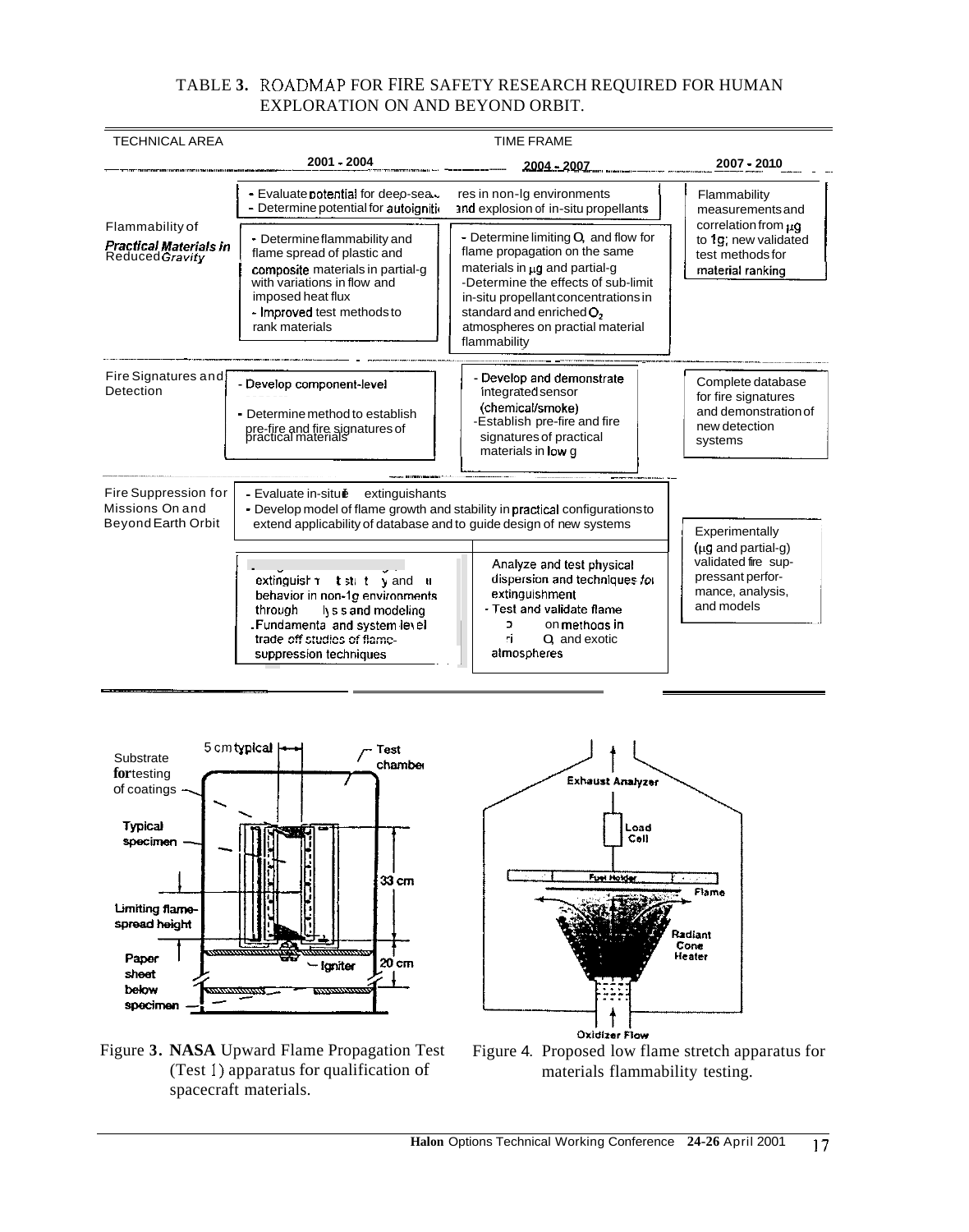TABLE 3. ROADMAP FOR FIRE SAFETY RESEARCH REQUIRED FOR HUMAN EXPLORATION ON AND BEYOND ORBIT.

| TECHNICAL AREA | TIME FRAME 2001 - 2004 | 2004 - 2007 | 2007 - 2010 |
|---|---|---|---|
| Flammability of *Practical Materials in Reduced Gravity* | - Evaluate potential for deep-sea... - Determine potential for autoigniti... | ...res in non-1g environments ...and explosion of in-situ propellants | Flammability measurements and correlation from $\mu g$ to 1g; new validated test methods for material ranking |
| | - Determine flammability and flame spread of plastic and composite materials in partial-g with variations in flow and imposed heat flux - Improved test methods to rank materials | - Determine limiting $O_2$ and flow for flame propagation on the same materials in $\mu g$ and partial-g -Determine the effects of sub-limit in-situ propellant concentrations in standard and enriched $O_2$ atmospheres on practial material flammability | |
| Fire Signatures and Detection | - Develop component-level ... - Determine method to establish pre-fire and fire signatures of practical materials | - Develop and demonstrate integrated sensor (chemical/smoke) -Establish pre-fire and fire signatures of practical materials in low g | Complete database for fire signatures and demonstration of new detection systems |
| Fire Suppression for Missions On and Beyond Earth Orbit | - Evaluate in-situ extinguishants - Develop model of flame growth and stability in practical configurations to extend applicability of database and to guide design of new systems | | Experimentally ($\mu g$ and partial-g) validated fire suppressant performance, analysis, and models |
| | ... extinguish... t st... t... y and ... behavior in non-1g environments through ...ly s s and modeling .Fundamenta and system level trade off studies of flame-suppression techniques | Analyze and test physical dispersion and techniques for extinguishment - Test and validate flame ... on methods in ... $O_2$ and exotic atmospheres | |

Figure 3. NASA Upward Flame Propagation Test (Test 1) apparatus for qualification of spacecraft materials.

Figure 4. Proposed low flame stretch apparatus for materials flammability testing.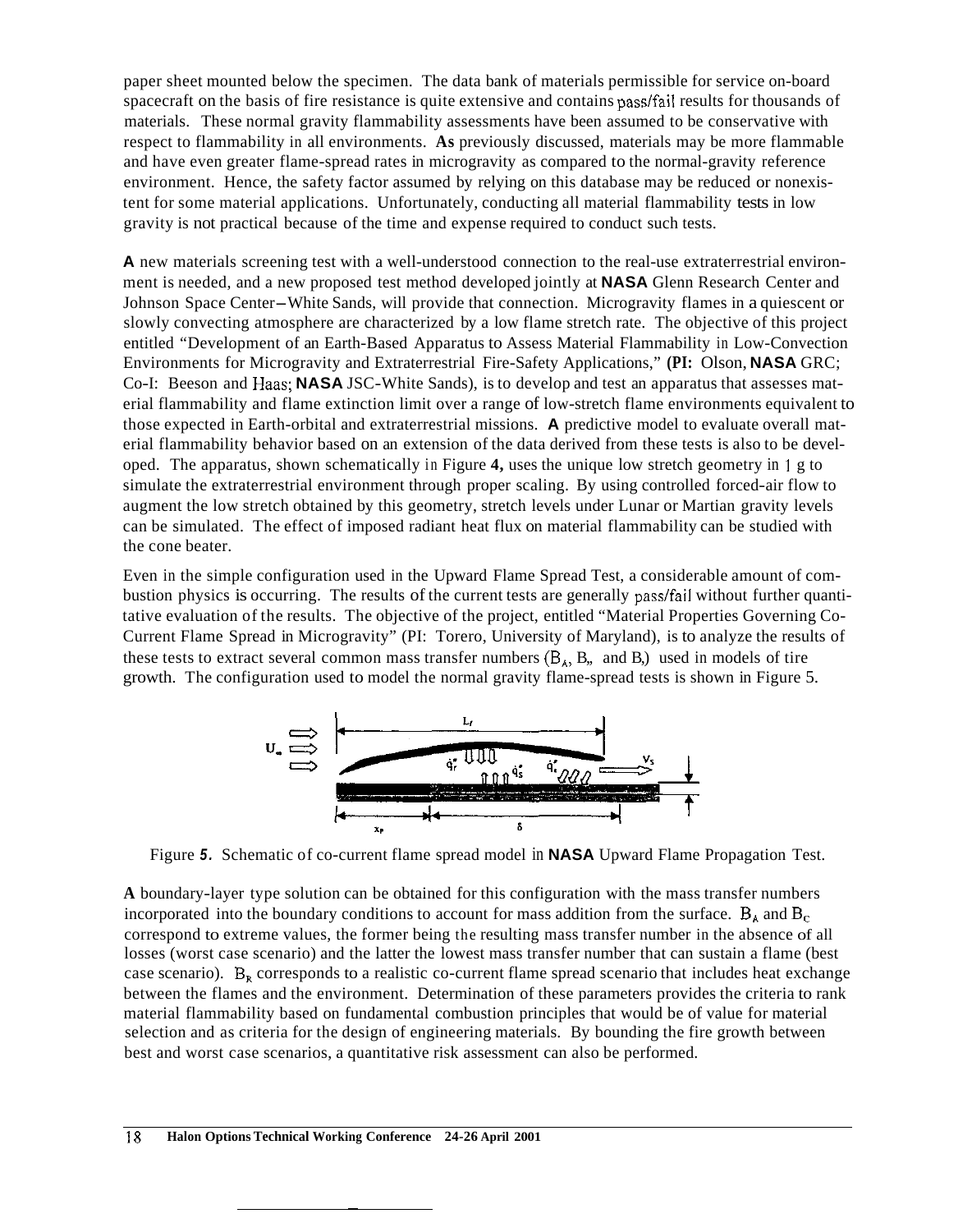paper sheet mounted below the specimen. The data bank of materials permissible for service on-board spacecraft on the basis of fire resistance is quite extensive and contains pass/fail results for thousands of materials. These normal gravity flammability assessments have been assumed to be conservative with respect to flammability in all environments. **As** previously discussed, materials may be more flammable and have even greater flame-spread rates in microgravity as compared to the normal-gravity reference environment. Hence, the safety factor assumed by relying on this database may be reduced or nonexistent for some material applications. Unfortunately, conducting all material flammability tests in low gravity is not practical because of the time and expense required to conduct such tests.

**A** new materials screening test with a well-understood connection to the real-use extraterrestrial environment is needed, and a new proposed test method developed jointly at **NASA** Glenn Research Center and Johnson Space Center–White Sands, will provide that connection. Microgravity flames in a quiescent or slowly convecting atmosphere are characterized by a low flame stretch rate. The objective of this project entitled "Development of an Earth-Based Apparatus to Assess Material Flammability in Low-Convection Environments for Microgravity and Extraterrestrial Fire-Safety Applications," **(PI:** Olson, **NASA** GRC; Co-I: Beeson and Haas; **NASA** JSC-White Sands), is to develop and test an apparatus that assesses material flammability and flame extinction limit over a range of low-stretch flame environments equivalent to those expected in Earth-orbital and extraterrestrial missions. **A** predictive model to evaluate overall material flammability behavior based on an extension of the data derived from these tests is also to be developed. The apparatus, shown schematically in Figure **4,** uses the unique low stretch geometry in 1 g to simulate the extraterrestrial environment through proper scaling. By using controlled forced-air flow to augment the low stretch obtained by this geometry, stretch levels under Lunar or Martian gravity levels can be simulated. The effect of imposed radiant heat flux on material flammability can be studied with the cone beater.

Even in the simple configuration used in the Upward Flame Spread Test, a considerable amount of combustion physics is occurring. The results of the current tests are generally pass/fail without further quantitative evaluation of the results. The objective of the project, entitled "Material Properties Governing Co-Current Flame Spread in Microgravity" (PI: Torero, University of Maryland), is to analyze the results of these tests to extract several common mass transfer numbers ($B_A$, $B_R$, and $B_C$) used in models of tire growth. The configuration used to model the normal gravity flame-spread tests is shown in Figure 5.

Figure *5.* Schematic of co-current flame spread model in **NASA** Upward Flame Propagation Test.

**A** boundary-layer type solution can be obtained for this configuration with the mass transfer numbers incorporated into the boundary conditions to account for mass addition from the surface. $B_A$ and $B_C$ correspond to extreme values, the former being the resulting mass transfer number in the absence of all losses (worst case scenario) and the latter the lowest mass transfer number that can sustain a flame (best case scenario). $B_R$ corresponds to a realistic co-current flame spread scenario that includes heat exchange between the flames and the environment. Determination of these parameters provides the criteria to rank material flammability based on fundamental combustion principles that would be of value for material selection and as criteria for the design of engineering materials. By bounding the fire growth between best and worst case scenarios, a quantitative risk assessment can also be performed.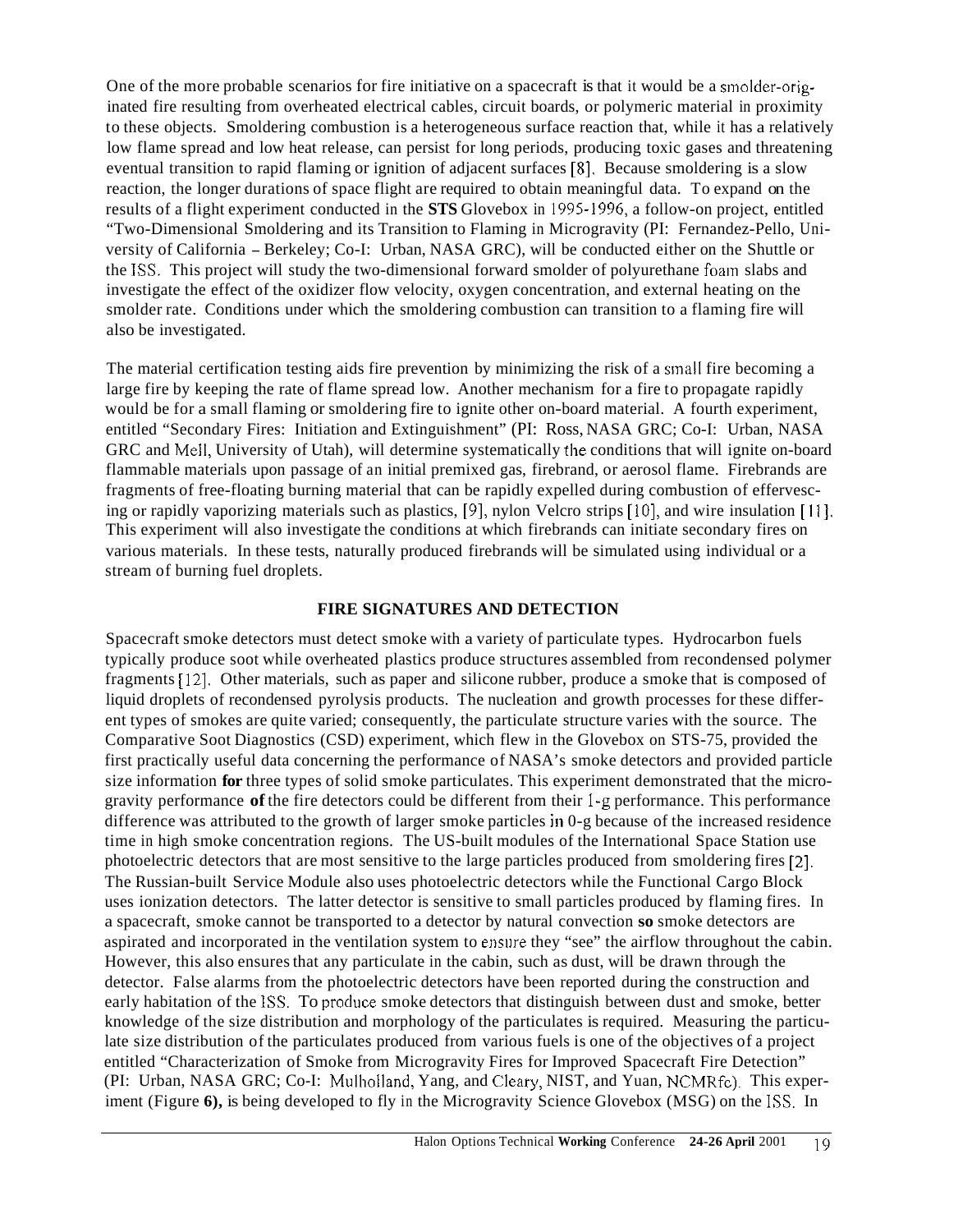One of the more probable scenarios for fire initiative on a spacecraft is that it would be a smolder-originated fire resulting from overheated electrical cables, circuit boards, or polymeric material in proximity to these objects. Smoldering combustion is a heterogeneous surface reaction that, while it has a relatively low flame spread and low heat release, can persist for long periods, producing toxic gases and threatening eventual transition to rapid flaming or ignition of adjacent surfaces [8]. Because smoldering is a slow reaction, the longer durations of space flight are required to obtain meaningful data. To expand on the results of a flight experiment conducted in the **STS** Glovebox in 1995-1996, a follow-on project, entitled "Two-Dimensional Smoldering and its Transition to Flaming in Microgravity (PI: Fernandez-Pello, University of California – Berkeley; Co-I: Urban, NASA GRC), will be conducted either on the Shuttle or the ISS. This project will study the two-dimensional forward smolder of polyurethane foam slabs and investigate the effect of the oxidizer flow velocity, oxygen concentration, and external heating on the smolder rate. Conditions under which the smoldering combustion can transition to a flaming fire will also be investigated.

The material certification testing aids fire prevention by minimizing the risk of a small fire becoming a large fire by keeping the rate of flame spread low. Another mechanism for a fire to propagate rapidly would be for a small flaming or smoldering fire to ignite other on-board material. A fourth experiment, entitled "Secondary Fires: Initiation and Extinguishment" (PI: Ross, NASA GRC; Co-I: Urban, NASA GRC and Meil, University of Utah), will determine systematically the conditions that will ignite on-board flammable materials upon passage of an initial premixed gas, firebrand, or aerosol flame. Firebrands are fragments of free-floating burning material that can be rapidly expelled during combustion of effervescing or rapidly vaporizing materials such as plastics, [9], nylon Velcro strips [10], and wire insulation [11]. This experiment will also investigate the conditions at which firebrands can initiate secondary fires on various materials. In these tests, naturally produced firebrands will be simulated using individual or a stream of burning fuel droplets.

## FIRE SIGNATURES AND DETECTION

Spacecraft smoke detectors must detect smoke with a variety of particulate types. Hydrocarbon fuels typically produce soot while overheated plastics produce structures assembled from recondensed polymer fragments [12]. Other materials, such as paper and silicone rubber, produce a smoke that is composed of liquid droplets of recondensed pyrolysis products. The nucleation and growth processes for these different types of smokes are quite varied; consequently, the particulate structure varies with the source. The Comparative Soot Diagnostics (CSD) experiment, which flew in the Glovebox on STS-75, provided the first practically useful data concerning the performance of NASA's smoke detectors and provided particle size information **for** three types of solid smoke particulates. This experiment demonstrated that the microgravity performance **of** the fire detectors could be different from their 1-g performance. This performance difference was attributed to the growth of larger smoke particles in 0-g because of the increased residence time in high smoke concentration regions. The US-built modules of the International Space Station use photoelectric detectors that are most sensitive to the large particles produced from smoldering fires [2]. The Russian-built Service Module also uses photoelectric detectors while the Functional Cargo Block uses ionization detectors. The latter detector is sensitive to small particles produced by flaming fires. In a spacecraft, smoke cannot be transported to a detector by natural convection **so** smoke detectors are aspirated and incorporated in the ventilation system to ensure they "see" the airflow throughout the cabin. However, this also ensures that any particulate in the cabin, such as dust, will be drawn through the detector. False alarms from the photoelectric detectors have been reported during the construction and early habitation of the ISS. To produce smoke detectors that distinguish between dust and smoke, better knowledge of the size distribution and morphology of the particulates is required. Measuring the particulate size distribution of the particulates produced from various fuels is one of the objectives of a project entitled "Characterization of Smoke from Microgravity Fires for Improved Spacecraft Fire Detection" (PI: Urban, NASA GRC; Co-I: Mulholland, Yang, and Cleary, NIST, and Yuan, NCMRfc). This experiment (Figure **6),** is being developed to fly in the Microgravity Science Glovebox (MSG) on the ISS. In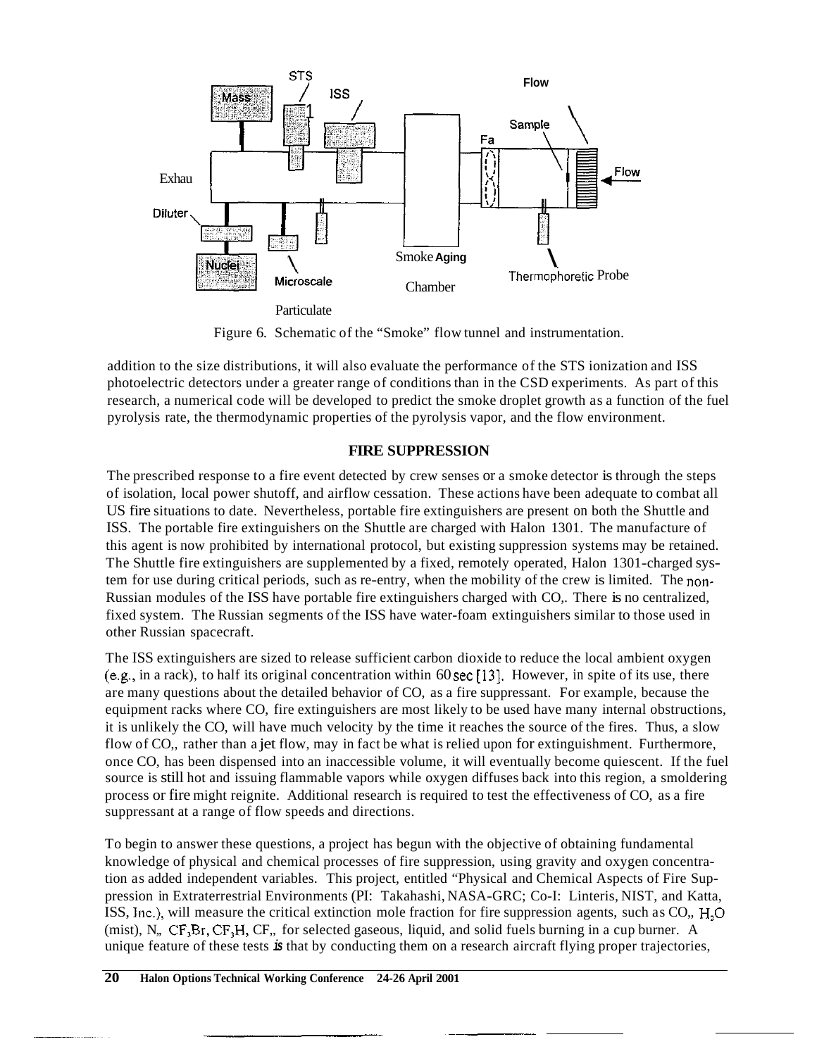Figure 6. Schematic of the "Smoke" flow tunnel and instrumentation.

addition to the size distributions, it will also evaluate the performance of the STS ionization and ISS photoelectric detectors under a greater range of conditions than in the CSD experiments. As part of this research, a numerical code will be developed to predict the smoke droplet growth as a function of the fuel pyrolysis rate, the thermodynamic properties of the pyrolysis vapor, and the flow environment.

## FIRE SUPPRESSION

The prescribed response to a fire event detected by crew senses or a smoke detector is through the steps of isolation, local power shutoff, and airflow cessation. These actions have been adequate to combat all US fire situations to date. Nevertheless, portable fire extinguishers are present on both the Shuttle and ISS. The portable fire extinguishers on the Shuttle are charged with Halon 1301. The manufacture of this agent is now prohibited by international protocol, but existing suppression systems may be retained. The Shuttle fire extinguishers are supplemented by a fixed, remotely operated, Halon 1301-charged system for use during critical periods, such as re-entry, when the mobility of the crew is limited. The non-Russian modules of the ISS have portable fire extinguishers charged with $CO_2$. There is no centralized, fixed system. The Russian segments of the ISS have water-foam extinguishers similar to those used in other Russian spacecraft.

The ISS extinguishers are sized to release sufficient carbon dioxide to reduce the local ambient oxygen (e.g., in a rack), to half its original concentration within 60 sec [13]. However, in spite of its use, there are many questions about the detailed behavior of $CO_2$ as a fire suppressant. For example, because the equipment racks where $CO_2$ fire extinguishers are most likely to be used have many internal obstructions, it is unlikely the $CO_2$ will have much velocity by the time it reaches the source of the fires. Thus, a slow flow of $CO_2$, rather than a jet flow, may in fact be what is relied upon for extinguishment. Furthermore, once $CO_2$ has been dispensed into an inaccessible volume, it will eventually become quiescent. If the fuel source is still hot and issuing flammable vapors while oxygen diffuses back into this region, a smoldering process or fire might reignite. Additional research is required to test the effectiveness of $CO_2$ as a fire suppressant at a range of flow speeds and directions.

To begin to answer these questions, a project has begun with the objective of obtaining fundamental knowledge of physical and chemical processes of fire suppression, using gravity and oxygen concentration as added independent variables. This project, entitled "Physical and Chemical Aspects of Fire Suppression in Extraterrestrial Environments (PI: Takahashi, NASA-GRC; Co-I: Linteris, NIST, and Katta, ISS, Inc.), will measure the critical extinction mole fraction for fire suppression agents, such as $CO_2$, $H_2O$ (mist), $N_2$, $CF_3Br$, $CF_3H$, $CF_4$, for selected gaseous, liquid, and solid fuels burning in a cup burner. A unique feature of these tests is that by conducting them on a research aircraft flying proper trajectories,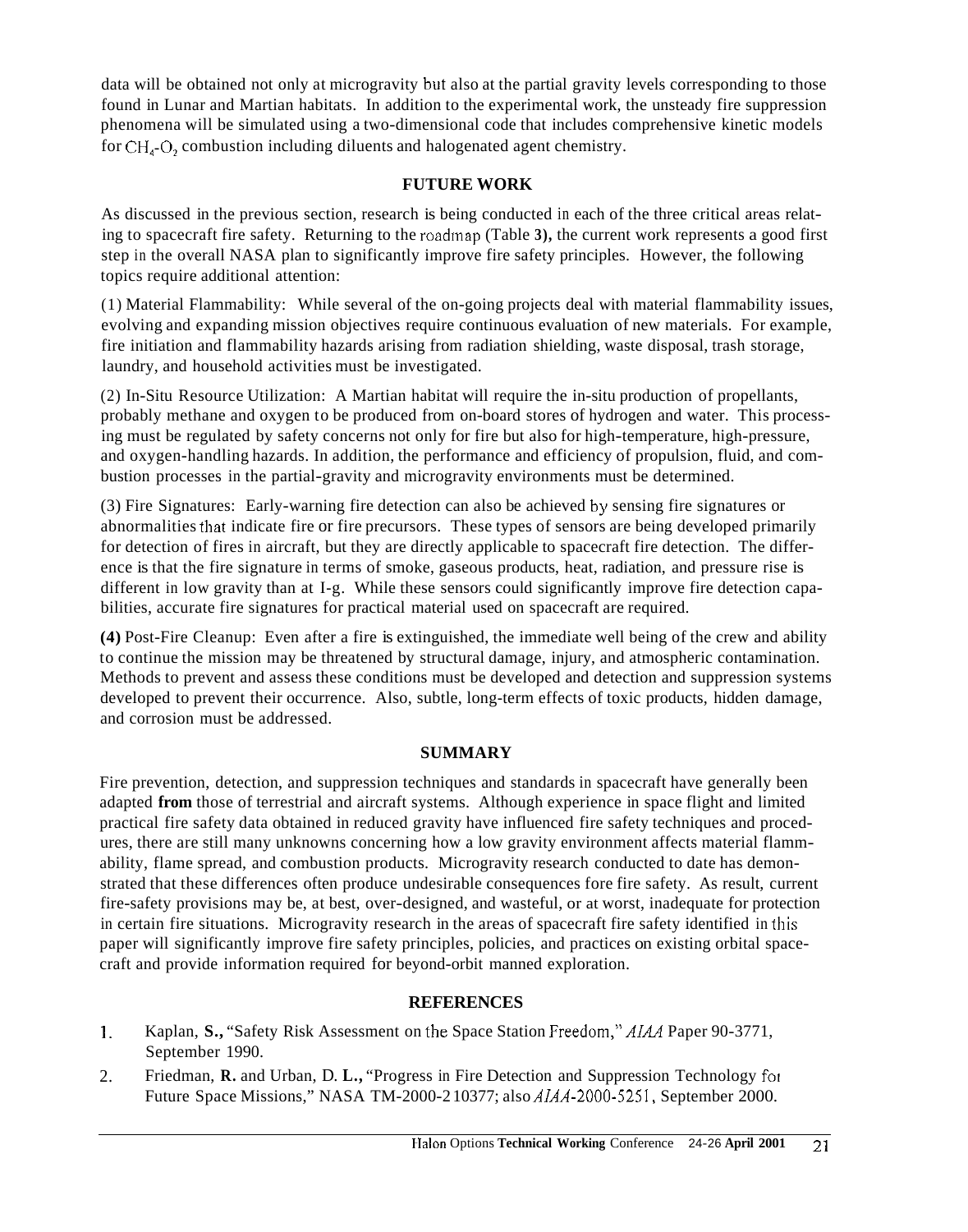data will be obtained not only at microgravity but also at the partial gravity levels corresponding to those found in Lunar and Martian habitats. In addition to the experimental work, the unsteady fire suppression phenomena will be simulated using a two-dimensional code that includes comprehensive kinetic models for $CH_4$-$O_2$ combustion including diluents and halogenated agent chemistry.

## FUTURE WORK

As discussed in the previous section, research is being conducted in each of the three critical areas relating to spacecraft fire safety. Returning to the roadmap (Table **3)**, the current work represents a good first step in the overall NASA plan to significantly improve fire safety principles. However, the following topics require additional attention:

(1) Material Flammability: While several of the on-going projects deal with material flammability issues, evolving and expanding mission objectives require continuous evaluation of new materials. For example, fire initiation and flammability hazards arising from radiation shielding, waste disposal, trash storage, laundry, and household activities must be investigated.

(2) In-Situ Resource Utilization: A Martian habitat will require the in-situ production of propellants, probably methane and oxygen to be produced from on-board stores of hydrogen and water. This processing must be regulated by safety concerns not only for fire but also for high-temperature, high-pressure, and oxygen-handling hazards. In addition, the performance and efficiency of propulsion, fluid, and combustion processes in the partial-gravity and microgravity environments must be determined.

(3) Fire Signatures: Early-warning fire detection can also be achieved by sensing fire signatures or abnormalities that indicate fire or fire precursors. These types of sensors are being developed primarily for detection of fires in aircraft, but they are directly applicable to spacecraft fire detection. The difference is that the fire signature in terms of smoke, gaseous products, heat, radiation, and pressure rise is different in low gravity than at I-g. While these sensors could significantly improve fire detection capabilities, accurate fire signatures for practical material used on spacecraft are required.

**(4)** Post-Fire Cleanup: Even after a fire is extinguished, the immediate well being of the crew and ability to continue the mission may be threatened by structural damage, injury, and atmospheric contamination. Methods to prevent and assess these conditions must be developed and detection and suppression systems developed to prevent their occurrence. Also, subtle, long-term effects of toxic products, hidden damage, and corrosion must be addressed.

## SUMMARY

Fire prevention, detection, and suppression techniques and standards in spacecraft have generally been adapted **from** those of terrestrial and aircraft systems. Although experience in space flight and limited practical fire safety data obtained in reduced gravity have influenced fire safety techniques and procedures, there are still many unknowns concerning how a low gravity environment affects material flammability, flame spread, and combustion products. Microgravity research conducted to date has demonstrated that these differences often produce undesirable consequences fore fire safety. As result, current fire-safety provisions may be, at best, over-designed, and wasteful, or at worst, inadequate for protection in certain fire situations. Microgravity research in the areas of spacecraft fire safety identified in this paper will significantly improve fire safety principles, policies, and practices on existing orbital spacecraft and provide information required for beyond-orbit manned exploration.

## REFERENCES

1. Kaplan, **S.,** "Safety Risk Assessment on the Space Station Freedom," *AIAA* Paper 90-3771, September 1990.
2. Friedman, **R.** and Urban, D. **L.,** "Progress in Fire Detection and Suppression Technology for Future Space Missions," NASA TM-2000-210377; also *AIAA*-2000-5251, September 2000.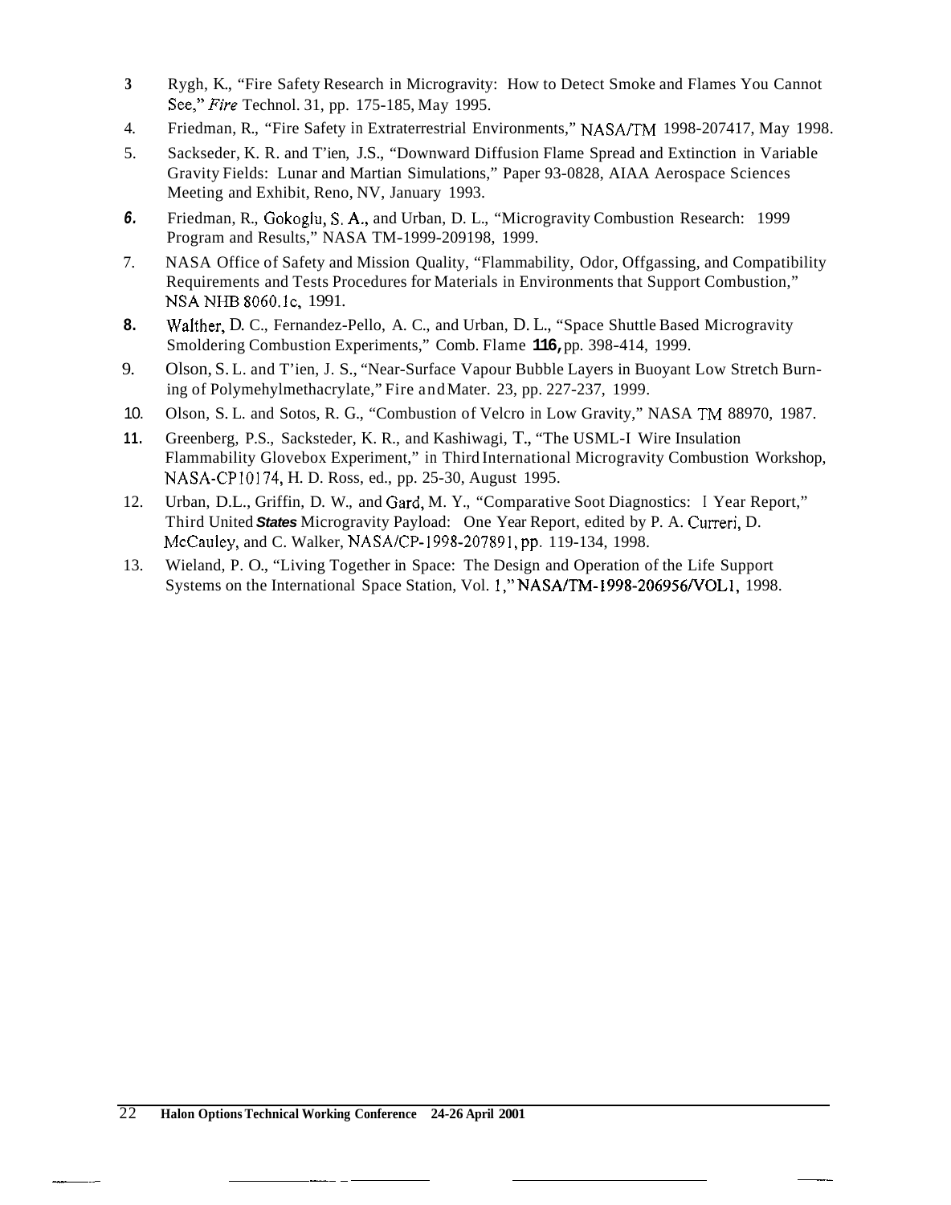3. Rygh, K., "Fire Safety Research in Microgravity: How to Detect Smoke and Flames You Cannot See," *Fire* Technol. 31, pp. 175-185, May 1995.
4. Friedman, R., "Fire Safety in Extraterrestrial Environments," NASA/TM 1998-207417, May 1998.
5. Sackseder, K. R. and T'ien, J.S., "Downward Diffusion Flame Spread and Extinction in Variable Gravity Fields: Lunar and Martian Simulations," Paper 93-0828, AIAA Aerospace Sciences Meeting and Exhibit, Reno, NV, January 1993.
6. Friedman, R., Gokoglu, S. A., and Urban, D. L., "Microgravity Combustion Research: 1999 Program and Results," NASA TM-1999-209198, 1999.
7. NASA Office of Safety and Mission Quality, "Flammability, Odor, Offgassing, and Compatibility Requirements and Tests Procedures for Materials in Environments that Support Combustion," NSA NHB 8060.1c, 1991.
8. Walther, D. C., Fernandez-Pello, A. C., and Urban, D. L., "Space Shuttle Based Microgravity Smoldering Combustion Experiments," Comb. Flame **116,** pp. 398-414, 1999.
9. Olson, S. L. and T'ien, J. S., "Near-Surface Vapour Bubble Layers in Buoyant Low Stretch Burning of Polymehylmethacrylate," Fire and Mater. 23, pp. 227-237, 1999.
10. Olson, S. L. and Sotos, R. G., "Combustion of Velcro in Low Gravity," NASA TM 88970, 1987.
11. Greenberg, P.S., Sacksteder, K. R., and Kashiwagi, T., "The USML-I Wire Insulation Flammability Glovebox Experiment," in Third International Microgravity Combustion Workshop, NASA-CP10174, H. D. Ross, ed., pp. 25-30, August 1995.
12. Urban, D.L., Griffin, D. W., and Gard, M. Y., "Comparative Soot Diagnostics: 1 Year Report," Third United ***States*** Microgravity Payload: One Year Report, edited by P. A. Curreri, D. McCauley, and C. Walker, NASA/CP-1998-207891, pp. 119-134, 1998.
13. Wieland, P. O., "Living Together in Space: The Design and Operation of the Life Support Systems on the International Space Station, Vol. 1," NASA/TM-1998-206956/VOL1, 1998.